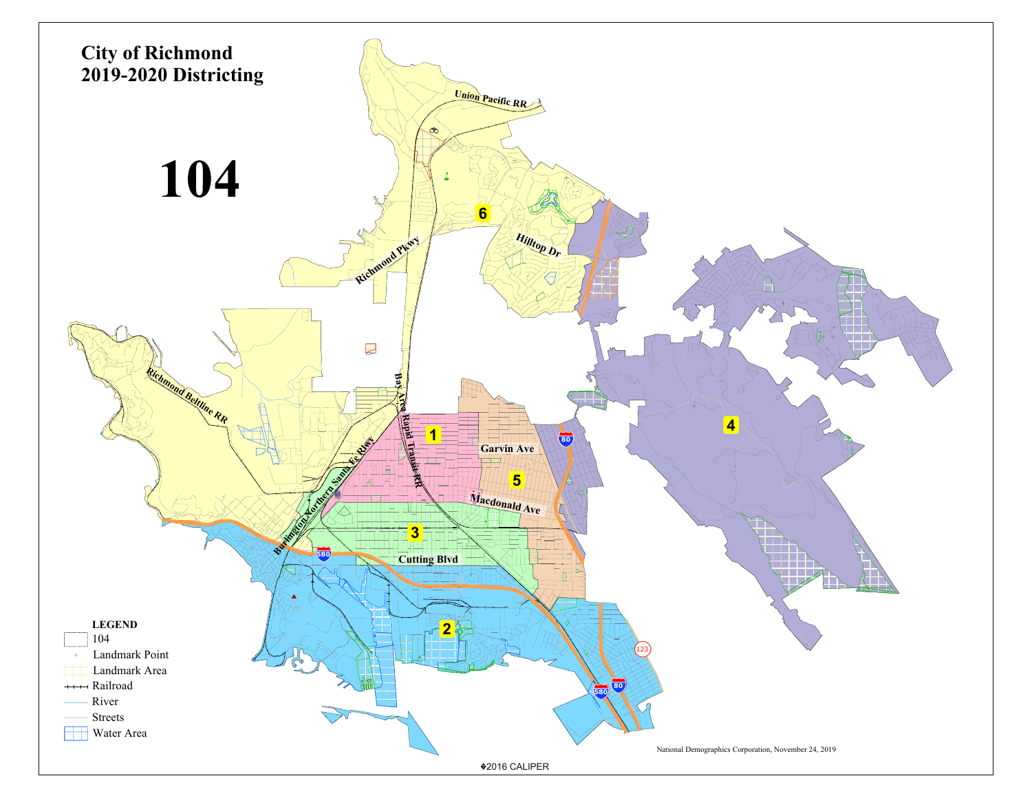# City of Richmond
# 2019-2020 Districting

# 104

Union Pacific RR

6

Hilltop Dr

Richmond Pkwy

Richmond Beltline RR

Bay Area Rapid Transit RR

Burlington Northern Santa Fe Rlwy

1

Garvin Ave

5

Macdonald Ave

3

Cutting Blvd

4

2

80

580

123

**LEGEND**

- 104
- Landmark Point
- Landmark Area
- Railroad
- River
- Streets
- Water Area

National Demographics Corporation, November 24, 2019

©2016 CALIPER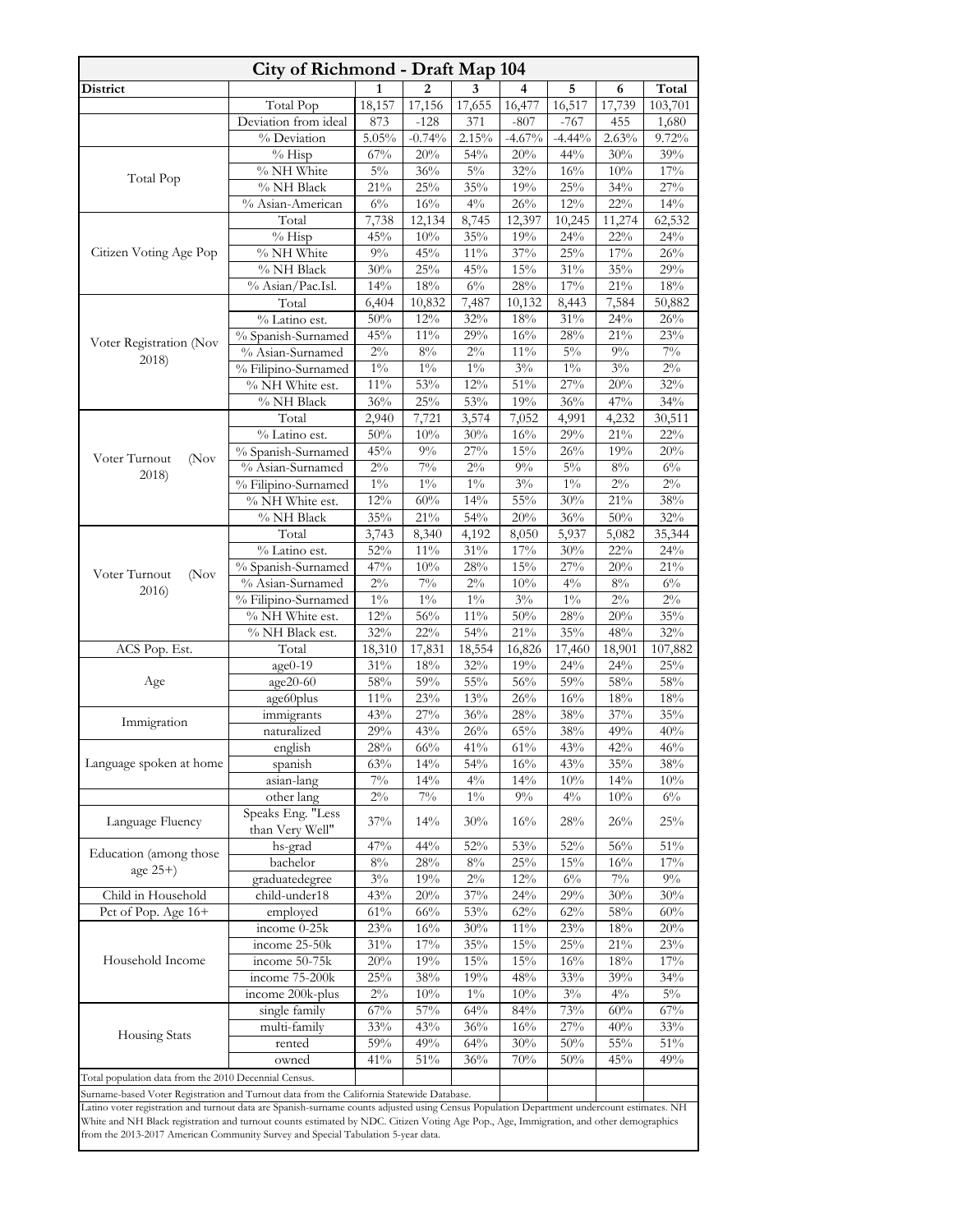# City of Richmond - Draft Map 104

| District | | 1 | 2 | 3 | 4 | 5 | 6 | Total |
|---|---|---|---|---|---|---|---|---|
| | Total Pop | 18,157 | 17,156 | 17,655 | 16,477 | 16,517 | 17,739 | 103,701 |
| | Deviation from ideal | 873 | -128 | 371 | -807 | -767 | 455 | 1,680 |
| | % Deviation | 5.05% | -0.74% | 2.15% | -4.67% | -4.44% | 2.63% | 9.72% |
| Total Pop | % Hisp | 67% | 20% | 54% | 20% | 44% | 30% | 39% |
| | % NH White | 5% | 36% | 5% | 32% | 16% | 10% | 17% |
| | % NH Black | 21% | 25% | 35% | 19% | 25% | 34% | 27% |
| | % Asian-American | 6% | 16% | 4% | 26% | 12% | 22% | 14% |
| Citizen Voting Age Pop | Total | 7,738 | 12,134 | 8,745 | 12,397 | 10,245 | 11,274 | 62,532 |
| | % Hisp | 45% | 10% | 35% | 19% | 24% | 22% | 24% |
| | % NH White | 9% | 45% | 11% | 37% | 25% | 17% | 26% |
| | % NH Black | 30% | 25% | 45% | 15% | 31% | 35% | 29% |
| | % Asian/Pac.Isl. | 14% | 18% | 6% | 28% | 17% | 21% | 18% |
| Voter Registration (Nov 2018) | Total | 6,404 | 10,832 | 7,487 | 10,132 | 8,443 | 7,584 | 50,882 |
| | % Latino est. | 50% | 12% | 32% | 18% | 31% | 24% | 26% |
| | % Spanish-Surnamed | 45% | 11% | 29% | 16% | 28% | 21% | 23% |
| | % Asian-Surnamed | 2% | 8% | 2% | 11% | 5% | 9% | 7% |
| | % Filipino-Surnamed | 1% | 1% | 1% | 3% | 1% | 3% | 2% |
| | % NH White est. | 11% | 53% | 12% | 51% | 27% | 20% | 32% |
| | % NH Black | 36% | 25% | 53% | 19% | 36% | 47% | 34% |
| Voter Turnout (Nov 2018) | Total | 2,940 | 7,721 | 3,574 | 7,052 | 4,991 | 4,232 | 30,511 |
| | % Latino est. | 50% | 10% | 30% | 16% | 29% | 21% | 22% |
| | % Spanish-Surnamed | 45% | 9% | 27% | 15% | 26% | 19% | 20% |
| | % Asian-Surnamed | 2% | 7% | 2% | 9% | 5% | 8% | 6% |
| | % Filipino-Surnamed | 1% | 1% | 1% | 3% | 1% | 2% | 2% |
| | % NH White est. | 12% | 60% | 14% | 55% | 30% | 21% | 38% |
| | % NH Black | 35% | 21% | 54% | 20% | 36% | 50% | 32% |
| Voter Turnout (Nov 2016) | Total | 3,743 | 8,340 | 4,192 | 8,050 | 5,937 | 5,082 | 35,344 |
| | % Latino est. | 52% | 11% | 31% | 17% | 30% | 22% | 24% |
| | % Spanish-Surnamed | 47% | 10% | 28% | 15% | 27% | 20% | 21% |
| | % Asian-Surnamed | 2% | 7% | 2% | 10% | 4% | 8% | 6% |
| | % Filipino-Surnamed | 1% | 1% | 1% | 3% | 1% | 2% | 2% |
| | % NH White est. | 12% | 56% | 11% | 50% | 28% | 20% | 35% |
| | % NH Black est. | 32% | 22% | 54% | 21% | 35% | 48% | 32% |
| ACS Pop. Est. | Total | 18,310 | 17,831 | 18,554 | 16,826 | 17,460 | 18,901 | 107,882 |
| Age | age0-19 | 31% | 18% | 32% | 19% | 24% | 24% | 25% |
| | age20-60 | 58% | 59% | 55% | 56% | 59% | 58% | 58% |
| | age60plus | 11% | 23% | 13% | 26% | 16% | 18% | 18% |
| Immigration | immigrants | 43% | 27% | 36% | 28% | 38% | 37% | 35% |
| | naturalized | 29% | 43% | 26% | 65% | 38% | 49% | 40% |
| Language spoken at home | english | 28% | 66% | 41% | 61% | 43% | 42% | 46% |
| | spanish | 63% | 14% | 54% | 16% | 43% | 35% | 38% |
| | asian-lang | 7% | 14% | 4% | 14% | 10% | 14% | 10% |
| | other lang | 2% | 7% | 1% | 9% | 4% | 10% | 6% |
| Language Fluency | Speaks Eng. "Less than Very Well" | 37% | 14% | 30% | 16% | 28% | 26% | 25% |
| Education (among those age 25+) | hs-grad | 47% | 44% | 52% | 53% | 52% | 56% | 51% |
| | bachelor | 8% | 28% | 8% | 25% | 15% | 16% | 17% |
| | graduatedegree | 3% | 19% | 2% | 12% | 6% | 7% | 9% |
| Child in Household | child-under18 | 43% | 20% | 37% | 24% | 29% | 30% | 30% |
| Pct of Pop. Age 16+ | employed | 61% | 66% | 53% | 62% | 62% | 58% | 60% |
| Household Income | income 0-25k | 23% | 16% | 30% | 11% | 23% | 18% | 20% |
| | income 25-50k | 31% | 17% | 35% | 15% | 25% | 21% | 23% |
| | income 50-75k | 20% | 19% | 15% | 15% | 16% | 18% | 17% |
| | income 75-200k | 25% | 38% | 19% | 48% | 33% | 39% | 34% |
| | income 200k-plus | 2% | 10% | 1% | 10% | 3% | 4% | 5% |
| Housing Stats | single family | 67% | 57% | 64% | 84% | 73% | 60% | 67% |
| | multi-family | 33% | 43% | 36% | 16% | 27% | 40% | 33% |
| | rented | 59% | 49% | 64% | 30% | 50% | 55% | 51% |
| | owned | 41% | 51% | 36% | 70% | 50% | 45% | 49% |

Total population data from the 2010 Decennial Census.

Surname-based Voter Registration and Turnout data from the California Statewide Database.

Latino voter registration and turnout data are Spanish-surname counts adjusted using Census Population Department undercount estimates. NH White and NH Black registration and turnout counts estimated by NDC. Citizen Voting Age Pop., Age, Immigration, and other demographics from the 2013-2017 American Community Survey and Special Tabulation 5-year data.